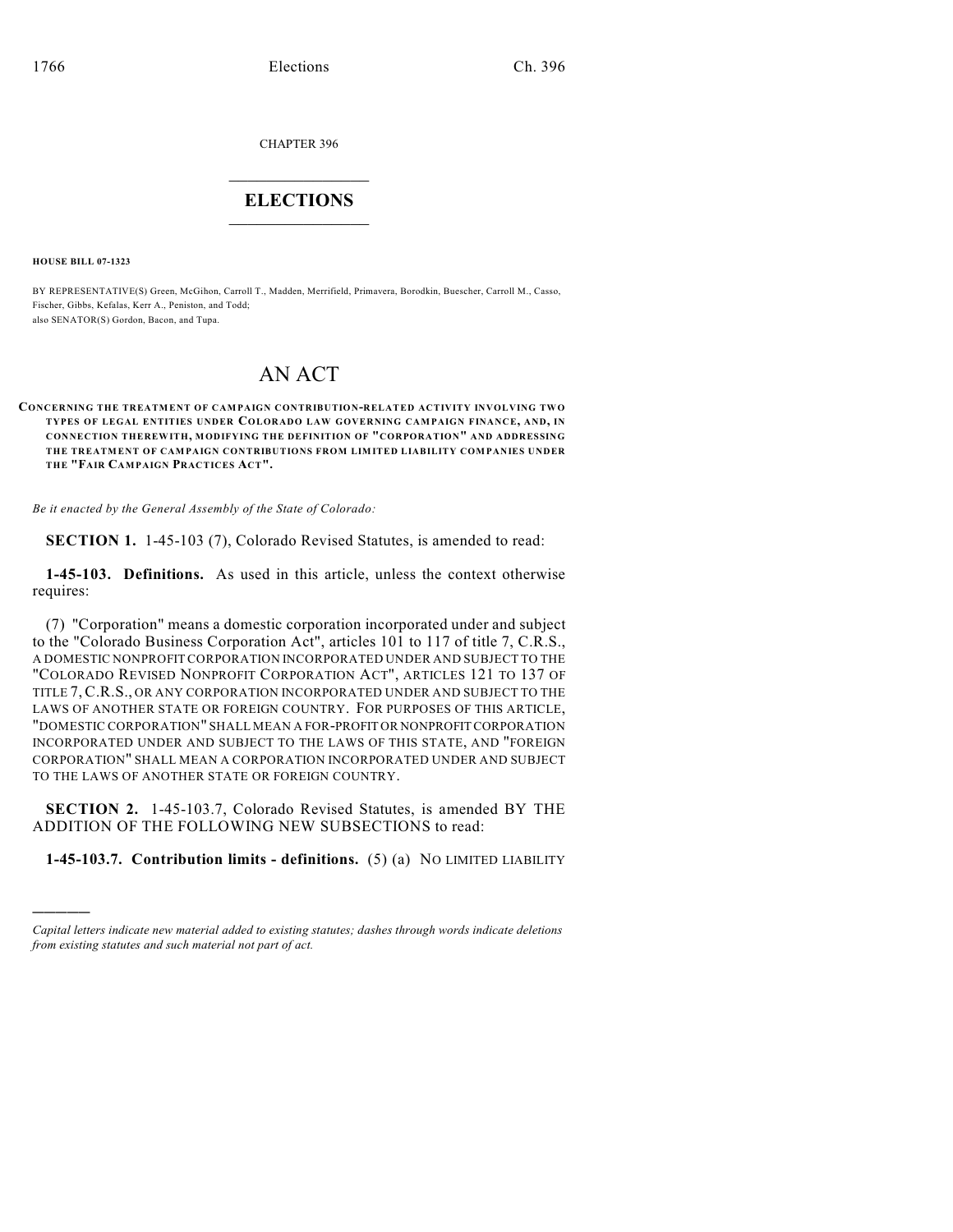CHAPTER 396

# ELECTIONS

**HOUSE BILL 07-1323**

BY REPRESENTATIVE(S) Green, McGihon, Carroll T., Madden, Merrifield, Primavera, Borodkin, Buescher, Carroll M., Casso, Fischer, Gibbs, Kefalas, Kerr A., Peniston, and Todd;
also SENATOR(S) Gordon, Bacon, and Tupa.

# AN ACT

**CONCERNING THE TREATMENT OF CAMPAIGN CONTRIBUTION-RELATED ACTIVITY INVOLVING TWO TYPES OF LEGAL ENTITIES UNDER COLORADO LAW GOVERNING CAMPAIGN FINANCE, AND, IN CONNECTION THEREWITH, MODIFYING THE DEFINITION OF "CORPORATION" AND ADDRESSING THE TREATMENT OF CAMPAIGN CONTRIBUTIONS FROM LIMITED LIABILITY COMPANIES UNDER THE "FAIR CAMPAIGN PRACTICES ACT".**

*Be it enacted by the General Assembly of the State of Colorado:*

**SECTION 1.** 1-45-103 (7), Colorado Revised Statutes, is amended to read:

**1-45-103. Definitions.** As used in this article, unless the context otherwise requires:

(7) "Corporation" means a domestic corporation incorporated under and subject to the "Colorado Business Corporation Act", articles 101 to 117 of title 7, C.R.S., A DOMESTIC NONPROFIT CORPORATION INCORPORATED UNDER AND SUBJECT TO THE "COLORADO REVISED NONPROFIT CORPORATION ACT", ARTICLES 121 TO 137 OF TITLE 7, C.R.S., OR ANY CORPORATION INCORPORATED UNDER AND SUBJECT TO THE LAWS OF ANOTHER STATE OR FOREIGN COUNTRY. FOR PURPOSES OF THIS ARTICLE, "DOMESTIC CORPORATION" SHALL MEAN A FOR-PROFIT OR NONPROFIT CORPORATION INCORPORATED UNDER AND SUBJECT TO THE LAWS OF THIS STATE, AND "FOREIGN CORPORATION" SHALL MEAN A CORPORATION INCORPORATED UNDER AND SUBJECT TO THE LAWS OF ANOTHER STATE OR FOREIGN COUNTRY.

**SECTION 2.** 1-45-103.7, Colorado Revised Statutes, is amended BY THE ADDITION OF THE FOLLOWING NEW SUBSECTIONS to read:

**1-45-103.7. Contribution limits - definitions.** (5) (a) NO LIMITED LIABILITY

---

*Capital letters indicate new material added to existing statutes; dashes through words indicate deletions from existing statutes and such material not part of act.*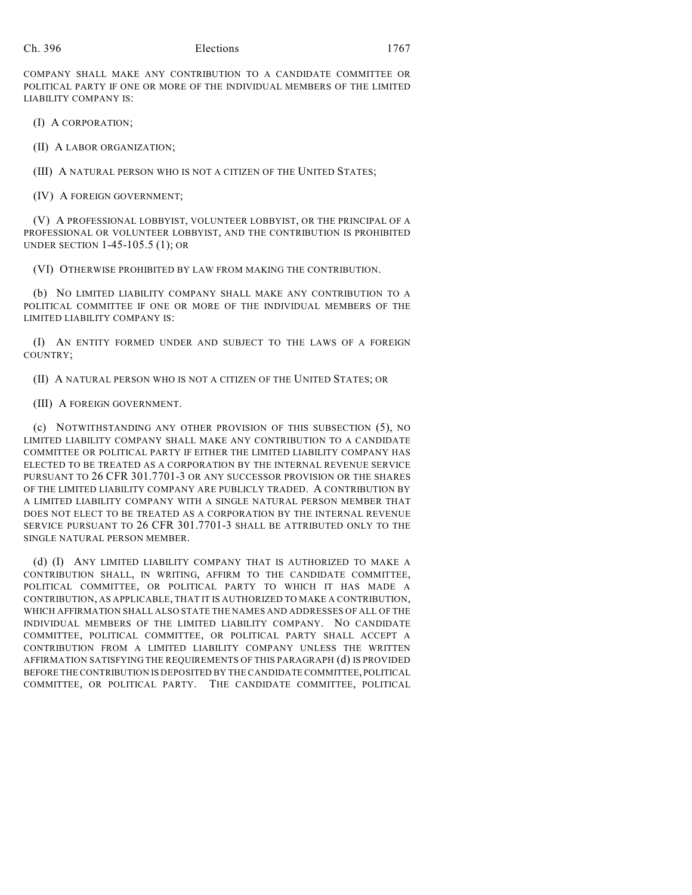COMPANY SHALL MAKE ANY CONTRIBUTION TO A CANDIDATE COMMITTEE OR POLITICAL PARTY IF ONE OR MORE OF THE INDIVIDUAL MEMBERS OF THE LIMITED LIABILITY COMPANY IS:

(I) A CORPORATION;

(II) A LABOR ORGANIZATION;

(III) A NATURAL PERSON WHO IS NOT A CITIZEN OF THE UNITED STATES;

(IV) A FOREIGN GOVERNMENT;

(V) A PROFESSIONAL LOBBYIST, VOLUNTEER LOBBYIST, OR THE PRINCIPAL OF A PROFESSIONAL OR VOLUNTEER LOBBYIST, AND THE CONTRIBUTION IS PROHIBITED UNDER SECTION 1-45-105.5 (1); OR

(VI) OTHERWISE PROHIBITED BY LAW FROM MAKING THE CONTRIBUTION.

(b) NO LIMITED LIABILITY COMPANY SHALL MAKE ANY CONTRIBUTION TO A POLITICAL COMMITTEE IF ONE OR MORE OF THE INDIVIDUAL MEMBERS OF THE LIMITED LIABILITY COMPANY IS:

(I) AN ENTITY FORMED UNDER AND SUBJECT TO THE LAWS OF A FOREIGN COUNTRY;

(II) A NATURAL PERSON WHO IS NOT A CITIZEN OF THE UNITED STATES; OR

(III) A FOREIGN GOVERNMENT.

(c) NOTWITHSTANDING ANY OTHER PROVISION OF THIS SUBSECTION (5), NO LIMITED LIABILITY COMPANY SHALL MAKE ANY CONTRIBUTION TO A CANDIDATE COMMITTEE OR POLITICAL PARTY IF EITHER THE LIMITED LIABILITY COMPANY HAS ELECTED TO BE TREATED AS A CORPORATION BY THE INTERNAL REVENUE SERVICE PURSUANT TO 26 CFR 301.7701-3 OR ANY SUCCESSOR PROVISION OR THE SHARES OF THE LIMITED LIABILITY COMPANY ARE PUBLICLY TRADED. A CONTRIBUTION BY A LIMITED LIABILITY COMPANY WITH A SINGLE NATURAL PERSON MEMBER THAT DOES NOT ELECT TO BE TREATED AS A CORPORATION BY THE INTERNAL REVENUE SERVICE PURSUANT TO 26 CFR 301.7701-3 SHALL BE ATTRIBUTED ONLY TO THE SINGLE NATURAL PERSON MEMBER.

(d) (I) ANY LIMITED LIABILITY COMPANY THAT IS AUTHORIZED TO MAKE A CONTRIBUTION SHALL, IN WRITING, AFFIRM TO THE CANDIDATE COMMITTEE, POLITICAL COMMITTEE, OR POLITICAL PARTY TO WHICH IT HAS MADE A CONTRIBUTION, AS APPLICABLE, THAT IT IS AUTHORIZED TO MAKE A CONTRIBUTION, WHICH AFFIRMATION SHALL ALSO STATE THE NAMES AND ADDRESSES OF ALL OF THE INDIVIDUAL MEMBERS OF THE LIMITED LIABILITY COMPANY. NO CANDIDATE COMMITTEE, POLITICAL COMMITTEE, OR POLITICAL PARTY SHALL ACCEPT A CONTRIBUTION FROM A LIMITED LIABILITY COMPANY UNLESS THE WRITTEN AFFIRMATION SATISFYING THE REQUIREMENTS OF THIS PARAGRAPH (d) IS PROVIDED BEFORE THE CONTRIBUTION IS DEPOSITED BY THE CANDIDATE COMMITTEE, POLITICAL COMMITTEE, OR POLITICAL PARTY. THE CANDIDATE COMMITTEE, POLITICAL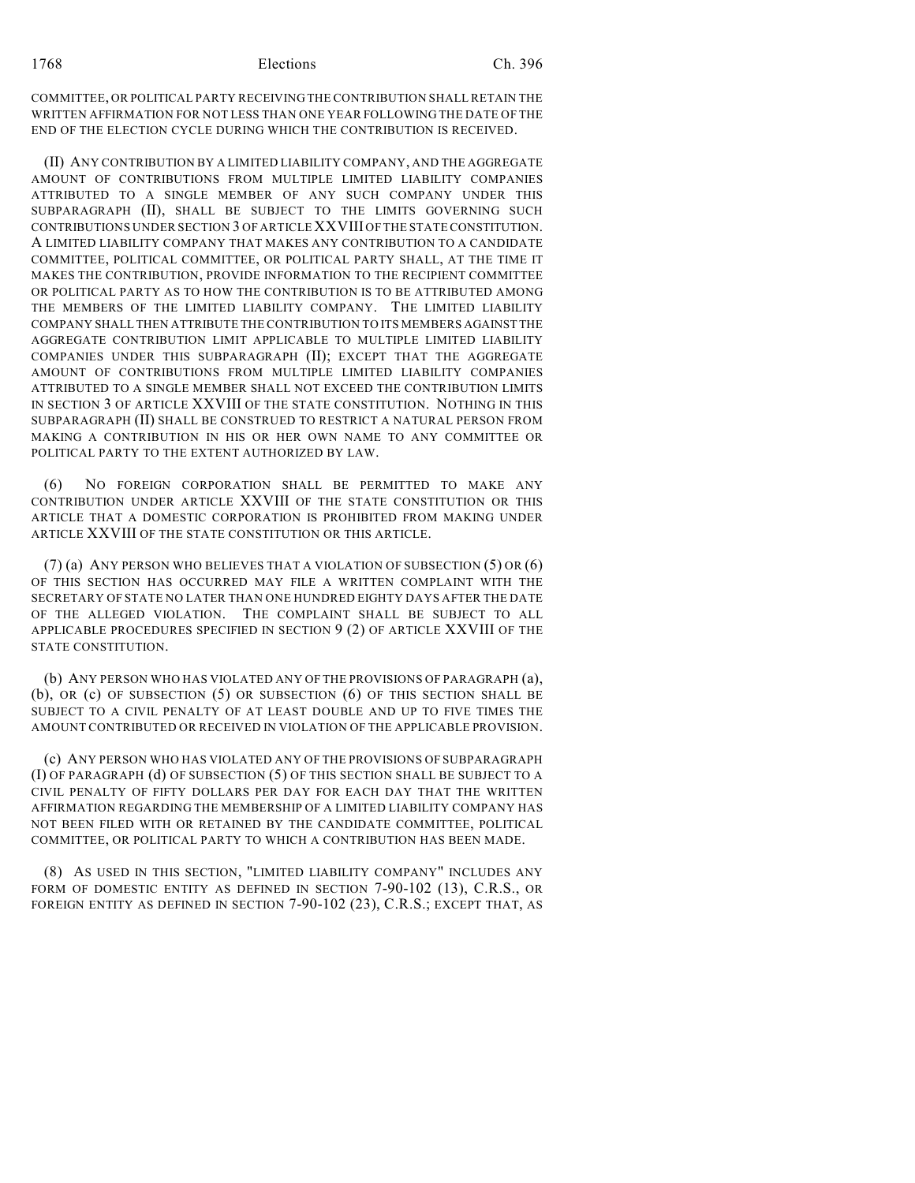COMMITTEE, OR POLITICAL PARTY RECEIVING THE CONTRIBUTION SHALL RETAIN THE WRITTEN AFFIRMATION FOR NOT LESS THAN ONE YEAR FOLLOWING THE DATE OF THE END OF THE ELECTION CYCLE DURING WHICH THE CONTRIBUTION IS RECEIVED.

(II) ANY CONTRIBUTION BY A LIMITED LIABILITY COMPANY, AND THE AGGREGATE AMOUNT OF CONTRIBUTIONS FROM MULTIPLE LIMITED LIABILITY COMPANIES ATTRIBUTED TO A SINGLE MEMBER OF ANY SUCH COMPANY UNDER THIS SUBPARAGRAPH (II), SHALL BE SUBJECT TO THE LIMITS GOVERNING SUCH CONTRIBUTIONS UNDER SECTION 3 OF ARTICLE XXVIII OF THE STATE CONSTITUTION. A LIMITED LIABILITY COMPANY THAT MAKES ANY CONTRIBUTION TO A CANDIDATE COMMITTEE, POLITICAL COMMITTEE, OR POLITICAL PARTY SHALL, AT THE TIME IT MAKES THE CONTRIBUTION, PROVIDE INFORMATION TO THE RECIPIENT COMMITTEE OR POLITICAL PARTY AS TO HOW THE CONTRIBUTION IS TO BE ATTRIBUTED AMONG THE MEMBERS OF THE LIMITED LIABILITY COMPANY. THE LIMITED LIABILITY COMPANY SHALL THEN ATTRIBUTE THE CONTRIBUTION TO ITS MEMBERS AGAINST THE AGGREGATE CONTRIBUTION LIMIT APPLICABLE TO MULTIPLE LIMITED LIABILITY COMPANIES UNDER THIS SUBPARAGRAPH (II); EXCEPT THAT THE AGGREGATE AMOUNT OF CONTRIBUTIONS FROM MULTIPLE LIMITED LIABILITY COMPANIES ATTRIBUTED TO A SINGLE MEMBER SHALL NOT EXCEED THE CONTRIBUTION LIMITS IN SECTION 3 OF ARTICLE XXVIII OF THE STATE CONSTITUTION. NOTHING IN THIS SUBPARAGRAPH (II) SHALL BE CONSTRUED TO RESTRICT A NATURAL PERSON FROM MAKING A CONTRIBUTION IN HIS OR HER OWN NAME TO ANY COMMITTEE OR POLITICAL PARTY TO THE EXTENT AUTHORIZED BY LAW.

(6) NO FOREIGN CORPORATION SHALL BE PERMITTED TO MAKE ANY CONTRIBUTION UNDER ARTICLE XXVIII OF THE STATE CONSTITUTION OR THIS ARTICLE THAT A DOMESTIC CORPORATION IS PROHIBITED FROM MAKING UNDER ARTICLE XXVIII OF THE STATE CONSTITUTION OR THIS ARTICLE.

(7) (a) ANY PERSON WHO BELIEVES THAT A VIOLATION OF SUBSECTION (5) OR (6) OF THIS SECTION HAS OCCURRED MAY FILE A WRITTEN COMPLAINT WITH THE SECRETARY OF STATE NO LATER THAN ONE HUNDRED EIGHTY DAYS AFTER THE DATE OF THE ALLEGED VIOLATION. THE COMPLAINT SHALL BE SUBJECT TO ALL APPLICABLE PROCEDURES SPECIFIED IN SECTION 9 (2) OF ARTICLE XXVIII OF THE STATE CONSTITUTION.

(b) ANY PERSON WHO HAS VIOLATED ANY OF THE PROVISIONS OF PARAGRAPH (a), (b), OR (c) OF SUBSECTION (5) OR SUBSECTION (6) OF THIS SECTION SHALL BE SUBJECT TO A CIVIL PENALTY OF AT LEAST DOUBLE AND UP TO FIVE TIMES THE AMOUNT CONTRIBUTED OR RECEIVED IN VIOLATION OF THE APPLICABLE PROVISION.

(c) ANY PERSON WHO HAS VIOLATED ANY OF THE PROVISIONS OF SUBPARAGRAPH (I) OF PARAGRAPH (d) OF SUBSECTION (5) OF THIS SECTION SHALL BE SUBJECT TO A CIVIL PENALTY OF FIFTY DOLLARS PER DAY FOR EACH DAY THAT THE WRITTEN AFFIRMATION REGARDING THE MEMBERSHIP OF A LIMITED LIABILITY COMPANY HAS NOT BEEN FILED WITH OR RETAINED BY THE CANDIDATE COMMITTEE, POLITICAL COMMITTEE, OR POLITICAL PARTY TO WHICH A CONTRIBUTION HAS BEEN MADE.

(8) AS USED IN THIS SECTION, "LIMITED LIABILITY COMPANY" INCLUDES ANY FORM OF DOMESTIC ENTITY AS DEFINED IN SECTION 7-90-102 (13), C.R.S., OR FOREIGN ENTITY AS DEFINED IN SECTION 7-90-102 (23), C.R.S.; EXCEPT THAT, AS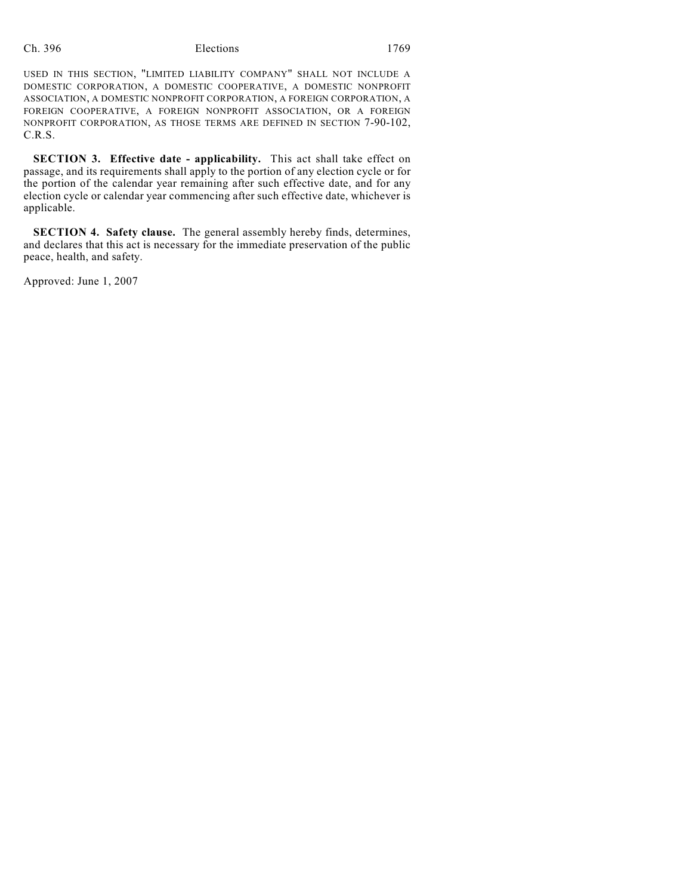USED IN THIS SECTION, "LIMITED LIABILITY COMPANY" SHALL NOT INCLUDE A DOMESTIC CORPORATION, A DOMESTIC COOPERATIVE, A DOMESTIC NONPROFIT ASSOCIATION, A DOMESTIC NONPROFIT CORPORATION, A FOREIGN CORPORATION, A FOREIGN COOPERATIVE, A FOREIGN NONPROFIT ASSOCIATION, OR A FOREIGN NONPROFIT CORPORATION, AS THOSE TERMS ARE DEFINED IN SECTION 7-90-102, C.R.S.

**SECTION 3. Effective date - applicability.** This act shall take effect on passage, and its requirements shall apply to the portion of any election cycle or for the portion of the calendar year remaining after such effective date, and for any election cycle or calendar year commencing after such effective date, whichever is applicable.

**SECTION 4. Safety clause.** The general assembly hereby finds, determines, and declares that this act is necessary for the immediate preservation of the public peace, health, and safety.

Approved: June 1, 2007